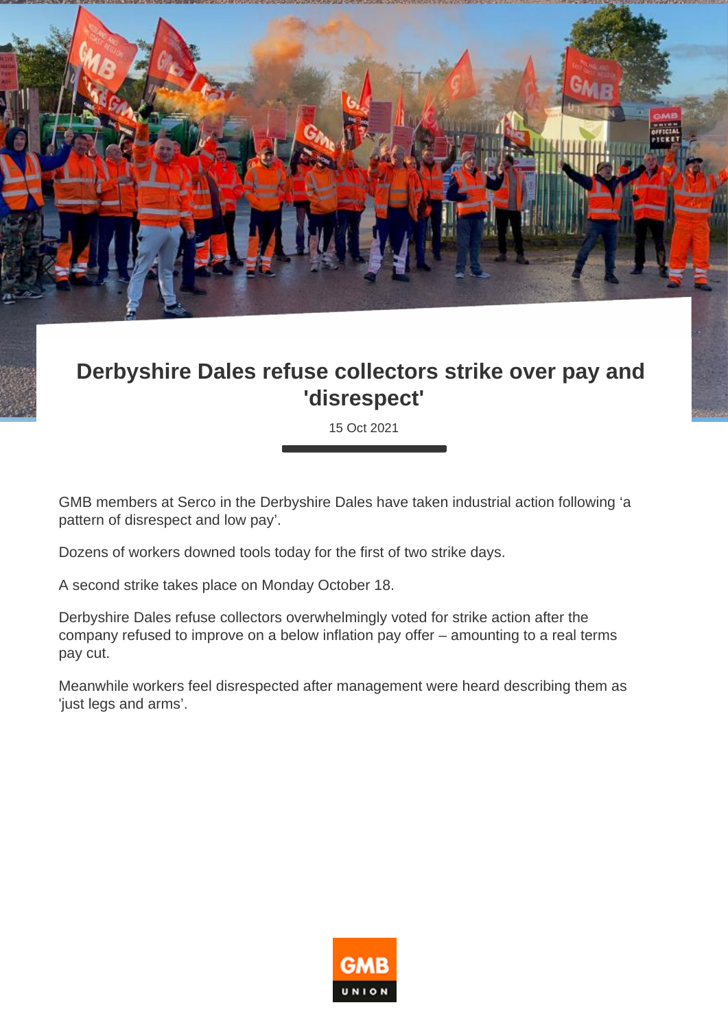# Derbyshire Dales refuse collectors strike over pay and 'disrespect'

15 Oct 2021

GMB members at Serco in the Derbyshire Dales have taken industrial action following ‘a pattern of disrespect and low pay’.

Dozens of workers downed tools today for the first of two strike days.

A second strike takes place on Monday October 18.

Derbyshire Dales refuse collectors overwhelmingly voted for strike action after the company refused to improve on a below inflation pay offer – amounting to a real terms pay cut.

Meanwhile workers feel disrespected after management were heard describing them as 'just legs and arms’.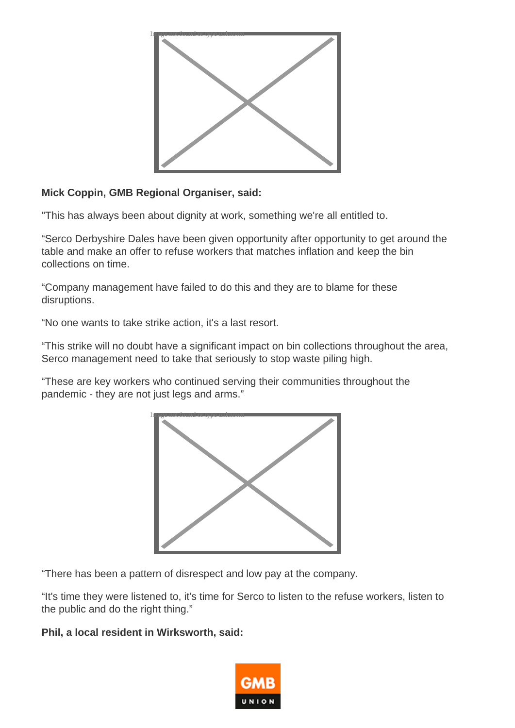**Mick Coppin, GMB Regional Organiser, said:**

"This has always been about dignity at work, something we're all entitled to.

“Serco Derbyshire Dales have been given opportunity after opportunity to get around the table and make an offer to refuse workers that matches inflation and keep the bin collections on time.

“Company management have failed to do this and they are to blame for these disruptions.

“No one wants to take strike action, it's a last resort.

“This strike will no doubt have a significant impact on bin collections throughout the area, Serco management need to take that seriously to stop waste piling high.

“These are key workers who continued serving their communities throughout the pandemic - they are not just legs and arms.”

“There has been a pattern of disrespect and low pay at the company.

“It's time they were listened to, it's time for Serco to listen to the refuse workers, listen to the public and do the right thing.”

**Phil, a local resident in Wirksworth, said:**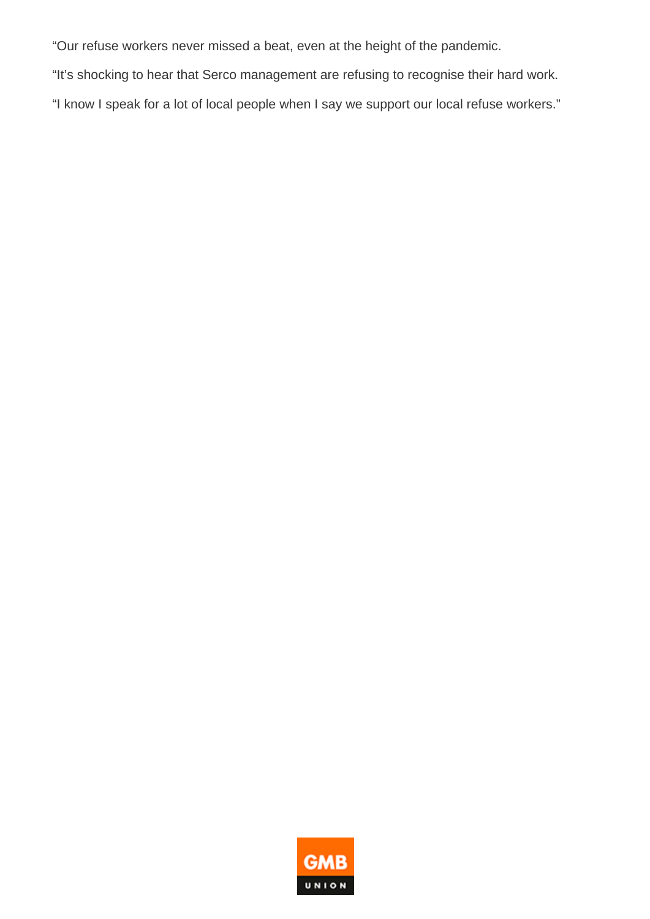"Our refuse workers never missed a beat, even at the height of the pandemic.

"It's shocking to hear that Serco management are refusing to recognise their hard work.

"I know I speak for a lot of local people when I say we support our local refuse workers."